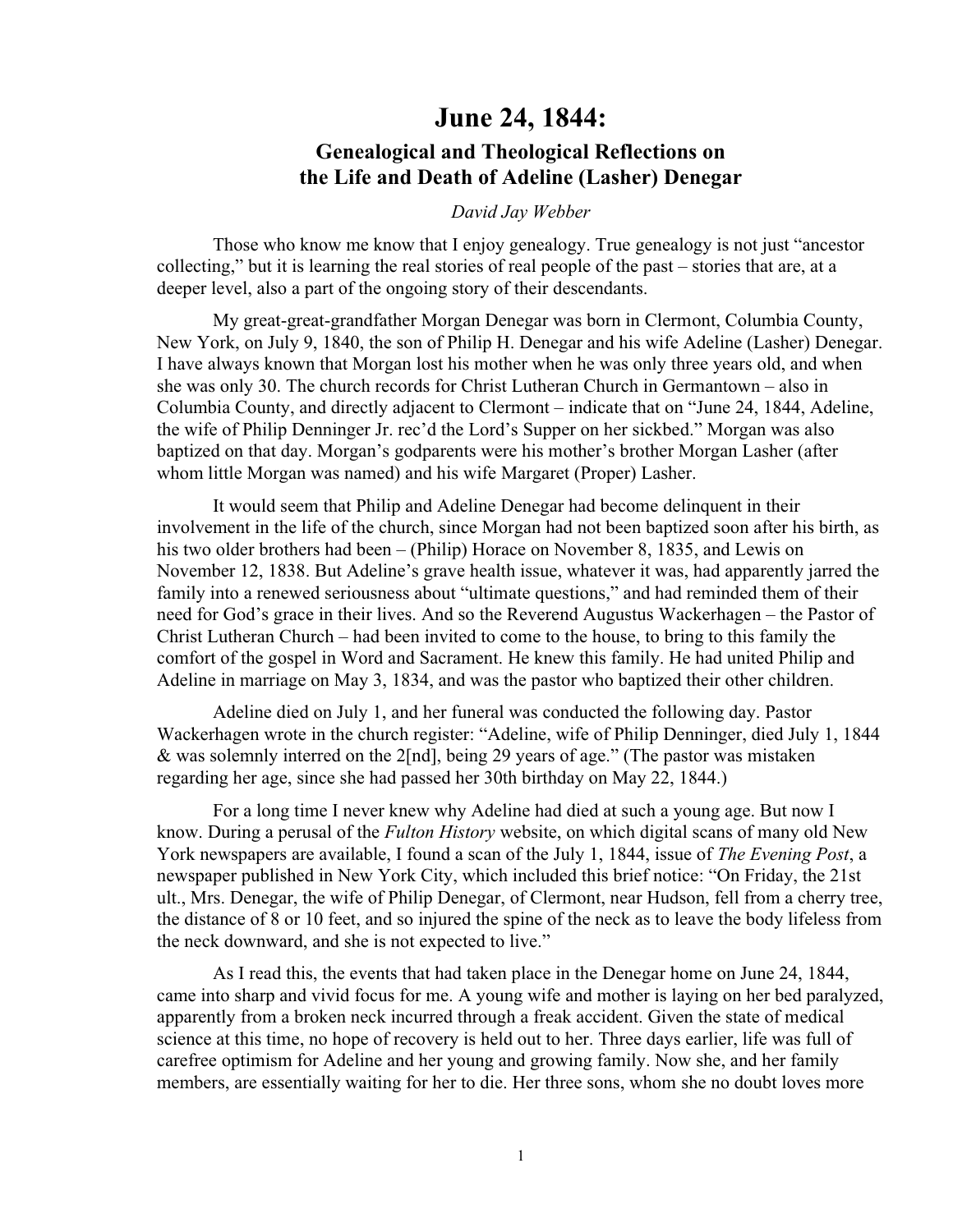# June 24, 1844:

## Genealogical and Theological Reflections on the Life and Death of Adeline (Lasher) Denegar

*David Jay Webber*

Those who know me know that I enjoy genealogy. True genealogy is not just "ancestor collecting," but it is learning the real stories of real people of the past – stories that are, at a deeper level, also a part of the ongoing story of their descendants.

My great-great-grandfather Morgan Denegar was born in Clermont, Columbia County, New York, on July 9, 1840, the son of Philip H. Denegar and his wife Adeline (Lasher) Denegar. I have always known that Morgan lost his mother when he was only three years old, and when she was only 30. The church records for Christ Lutheran Church in Germantown – also in Columbia County, and directly adjacent to Clermont – indicate that on "June 24, 1844, Adeline, the wife of Philip Denninger Jr. rec'd the Lord's Supper on her sickbed." Morgan was also baptized on that day. Morgan's godparents were his mother's brother Morgan Lasher (after whom little Morgan was named) and his wife Margaret (Proper) Lasher.

It would seem that Philip and Adeline Denegar had become delinquent in their involvement in the life of the church, since Morgan had not been baptized soon after his birth, as his two older brothers had been – (Philip) Horace on November 8, 1835, and Lewis on November 12, 1838. But Adeline's grave health issue, whatever it was, had apparently jarred the family into a renewed seriousness about "ultimate questions," and had reminded them of their need for God's grace in their lives. And so the Reverend Augustus Wackerhagen – the Pastor of Christ Lutheran Church – had been invited to come to the house, to bring to this family the comfort of the gospel in Word and Sacrament. He knew this family. He had united Philip and Adeline in marriage on May 3, 1834, and was the pastor who baptized their other children.

Adeline died on July 1, and her funeral was conducted the following day. Pastor Wackerhagen wrote in the church register: "Adeline, wife of Philip Denninger, died July 1, 1844 & was solemnly interred on the 2[nd], being 29 years of age." (The pastor was mistaken regarding her age, since she had passed her 30th birthday on May 22, 1844.)

For a long time I never knew why Adeline had died at such a young age. But now I know. During a perusal of the *Fulton History* website, on which digital scans of many old New York newspapers are available, I found a scan of the July 1, 1844, issue of *The Evening Post*, a newspaper published in New York City, which included this brief notice: "On Friday, the 21st ult., Mrs. Denegar, the wife of Philip Denegar, of Clermont, near Hudson, fell from a cherry tree, the distance of 8 or 10 feet, and so injured the spine of the neck as to leave the body lifeless from the neck downward, and she is not expected to live."

As I read this, the events that had taken place in the Denegar home on June 24, 1844, came into sharp and vivid focus for me. A young wife and mother is laying on her bed paralyzed, apparently from a broken neck incurred through a freak accident. Given the state of medical science at this time, no hope of recovery is held out to her. Three days earlier, life was full of carefree optimism for Adeline and her young and growing family. Now she, and her family members, are essentially waiting for her to die. Her three sons, whom she no doubt loves more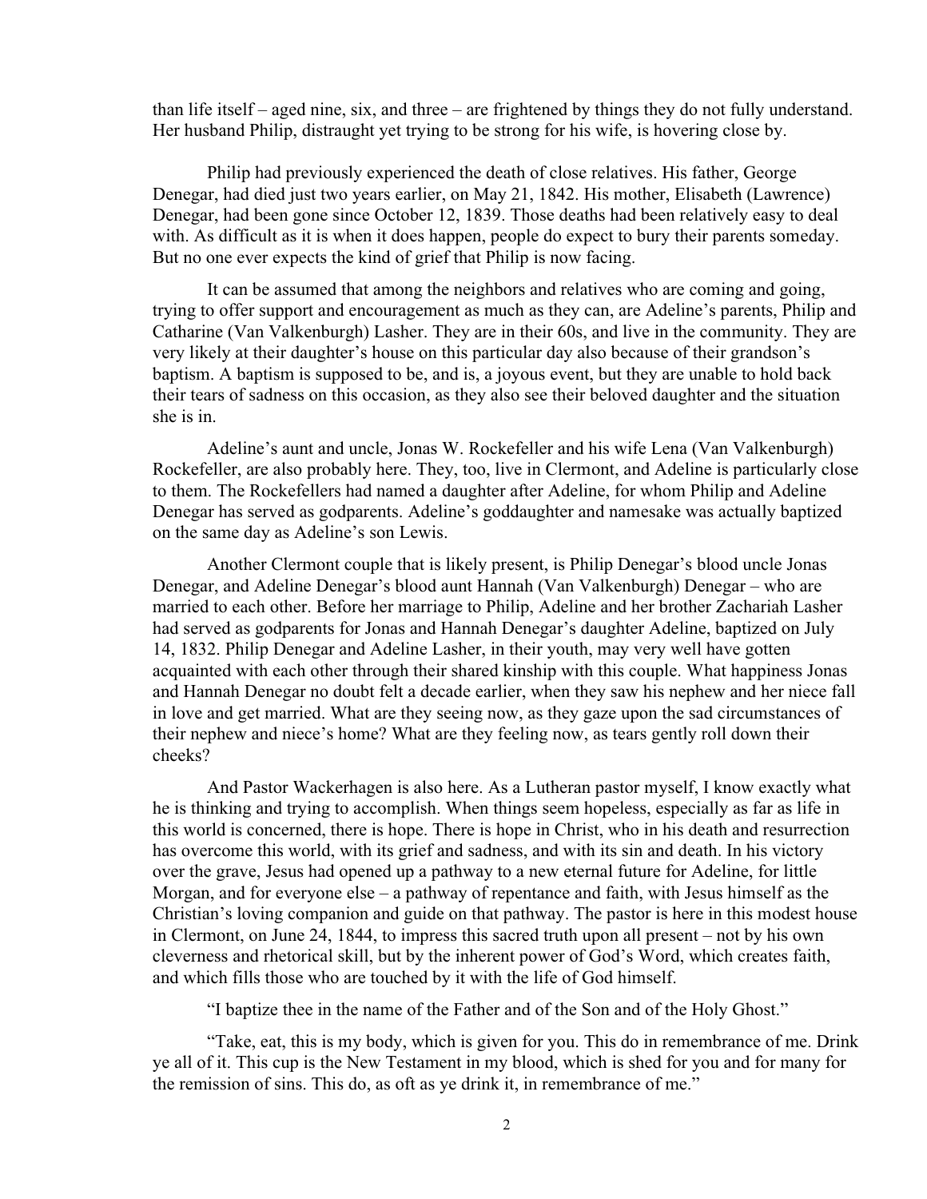than life itself – aged nine, six, and three – are frightened by things they do not fully understand. Her husband Philip, distraught yet trying to be strong for his wife, is hovering close by.

Philip had previously experienced the death of close relatives. His father, George Denegar, had died just two years earlier, on May 21, 1842. His mother, Elisabeth (Lawrence) Denegar, had been gone since October 12, 1839. Those deaths had been relatively easy to deal with. As difficult as it is when it does happen, people do expect to bury their parents someday. But no one ever expects the kind of grief that Philip is now facing.

It can be assumed that among the neighbors and relatives who are coming and going, trying to offer support and encouragement as much as they can, are Adeline's parents, Philip and Catharine (Van Valkenburgh) Lasher. They are in their 60s, and live in the community. They are very likely at their daughter's house on this particular day also because of their grandson's baptism. A baptism is supposed to be, and is, a joyous event, but they are unable to hold back their tears of sadness on this occasion, as they also see their beloved daughter and the situation she is in.

Adeline's aunt and uncle, Jonas W. Rockefeller and his wife Lena (Van Valkenburgh) Rockefeller, are also probably here. They, too, live in Clermont, and Adeline is particularly close to them. The Rockefellers had named a daughter after Adeline, for whom Philip and Adeline Denegar has served as godparents. Adeline's goddaughter and namesake was actually baptized on the same day as Adeline's son Lewis.

Another Clermont couple that is likely present, is Philip Denegar's blood uncle Jonas Denegar, and Adeline Denegar's blood aunt Hannah (Van Valkenburgh) Denegar – who are married to each other. Before her marriage to Philip, Adeline and her brother Zachariah Lasher had served as godparents for Jonas and Hannah Denegar's daughter Adeline, baptized on July 14, 1832. Philip Denegar and Adeline Lasher, in their youth, may very well have gotten acquainted with each other through their shared kinship with this couple. What happiness Jonas and Hannah Denegar no doubt felt a decade earlier, when they saw his nephew and her niece fall in love and get married. What are they seeing now, as they gaze upon the sad circumstances of their nephew and niece's home? What are they feeling now, as tears gently roll down their cheeks?

And Pastor Wackerhagen is also here. As a Lutheran pastor myself, I know exactly what he is thinking and trying to accomplish. When things seem hopeless, especially as far as life in this world is concerned, there is hope. There is hope in Christ, who in his death and resurrection has overcome this world, with its grief and sadness, and with its sin and death. In his victory over the grave, Jesus had opened up a pathway to a new eternal future for Adeline, for little Morgan, and for everyone else – a pathway of repentance and faith, with Jesus himself as the Christian's loving companion and guide on that pathway. The pastor is here in this modest house in Clermont, on June 24, 1844, to impress this sacred truth upon all present – not by his own cleverness and rhetorical skill, but by the inherent power of God's Word, which creates faith, and which fills those who are touched by it with the life of God himself.

"I baptize thee in the name of the Father and of the Son and of the Holy Ghost."

"Take, eat, this is my body, which is given for you. This do in remembrance of me. Drink ye all of it. This cup is the New Testament in my blood, which is shed for you and for many for the remission of sins. This do, as oft as ye drink it, in remembrance of me."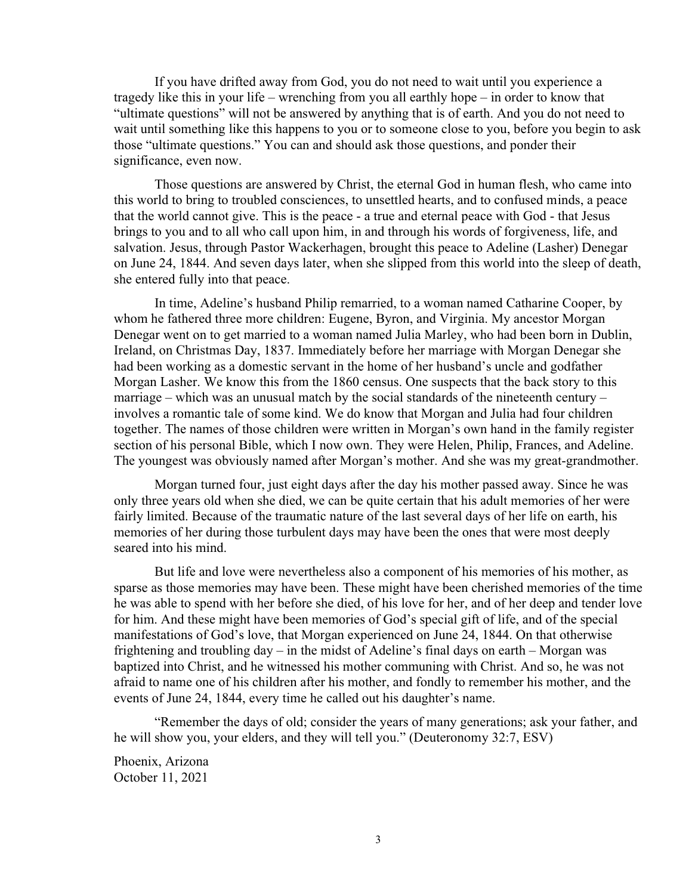If you have drifted away from God, you do not need to wait until you experience a tragedy like this in your life – wrenching from you all earthly hope – in order to know that "ultimate questions" will not be answered by anything that is of earth. And you do not need to wait until something like this happens to you or to someone close to you, before you begin to ask those "ultimate questions." You can and should ask those questions, and ponder their significance, even now.

Those questions are answered by Christ, the eternal God in human flesh, who came into this world to bring to troubled consciences, to unsettled hearts, and to confused minds, a peace that the world cannot give. This is the peace - a true and eternal peace with God - that Jesus brings to you and to all who call upon him, in and through his words of forgiveness, life, and salvation. Jesus, through Pastor Wackerhagen, brought this peace to Adeline (Lasher) Denegar on June 24, 1844. And seven days later, when she slipped from this world into the sleep of death, she entered fully into that peace.

In time, Adeline's husband Philip remarried, to a woman named Catharine Cooper, by whom he fathered three more children: Eugene, Byron, and Virginia. My ancestor Morgan Denegar went on to get married to a woman named Julia Marley, who had been born in Dublin, Ireland, on Christmas Day, 1837. Immediately before her marriage with Morgan Denegar she had been working as a domestic servant in the home of her husband's uncle and godfather Morgan Lasher. We know this from the 1860 census. One suspects that the back story to this marriage – which was an unusual match by the social standards of the nineteenth century – involves a romantic tale of some kind. We do know that Morgan and Julia had four children together. The names of those children were written in Morgan's own hand in the family register section of his personal Bible, which I now own. They were Helen, Philip, Frances, and Adeline. The youngest was obviously named after Morgan's mother. And she was my great-grandmother.

Morgan turned four, just eight days after the day his mother passed away. Since he was only three years old when she died, we can be quite certain that his adult memories of her were fairly limited. Because of the traumatic nature of the last several days of her life on earth, his memories of her during those turbulent days may have been the ones that were most deeply seared into his mind.

But life and love were nevertheless also a component of his memories of his mother, as sparse as those memories may have been. These might have been cherished memories of the time he was able to spend with her before she died, of his love for her, and of her deep and tender love for him. And these might have been memories of God's special gift of life, and of the special manifestations of God's love, that Morgan experienced on June 24, 1844. On that otherwise frightening and troubling day – in the midst of Adeline's final days on earth – Morgan was baptized into Christ, and he witnessed his mother communing with Christ. And so, he was not afraid to name one of his children after his mother, and fondly to remember his mother, and the events of June 24, 1844, every time he called out his daughter's name.

"Remember the days of old; consider the years of many generations; ask your father, and he will show you, your elders, and they will tell you." (Deuteronomy 32:7, ESV)

Phoenix, Arizona
October 11, 2021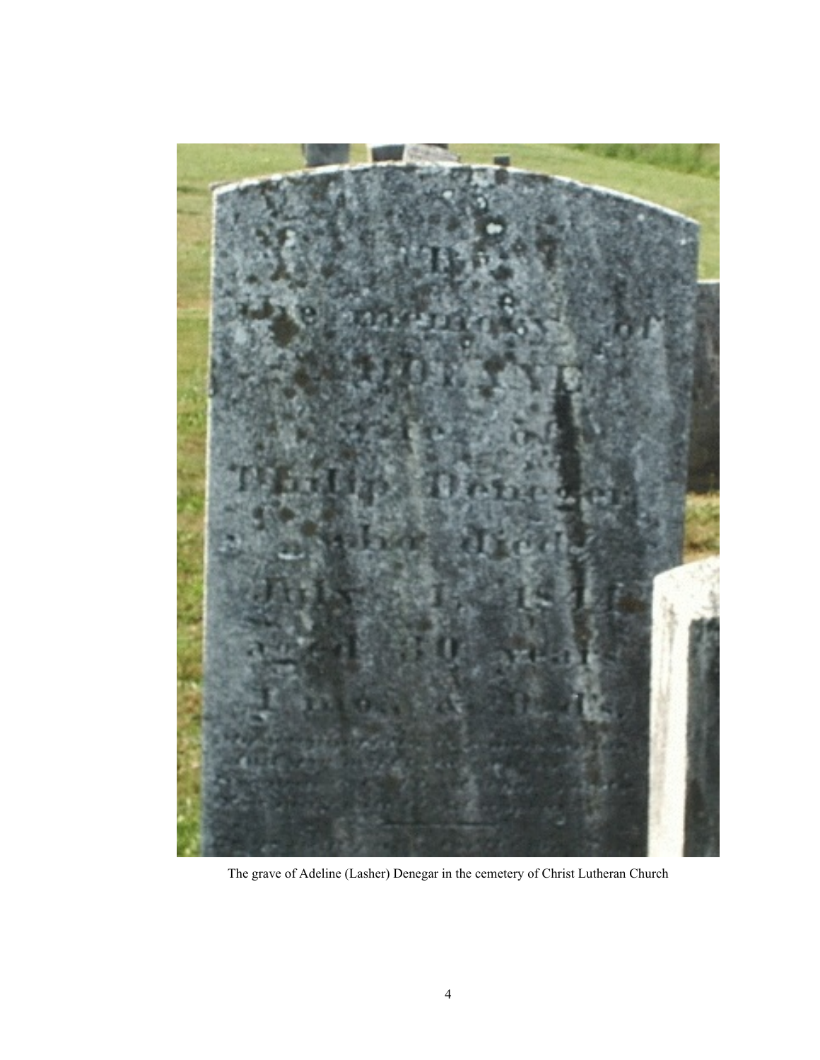The grave of Adeline (Lasher) Denegar in the cemetery of Christ Lutheran Church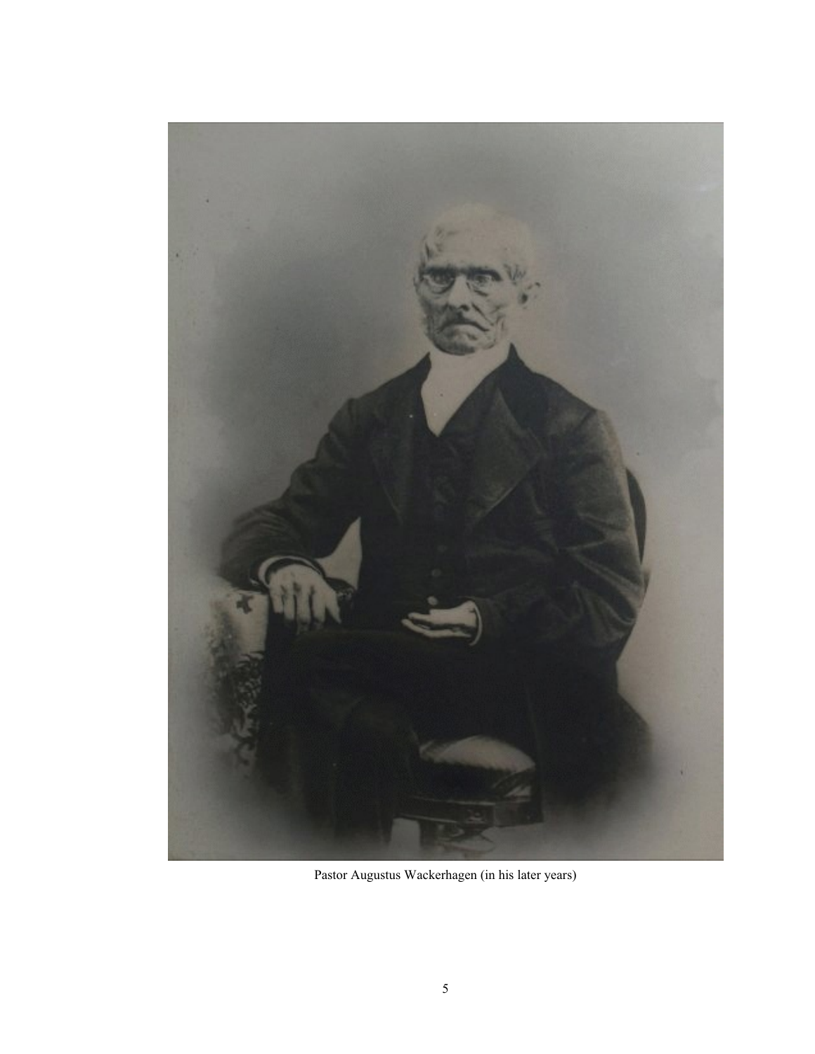Pastor Augustus Wackerhagen (in his later years)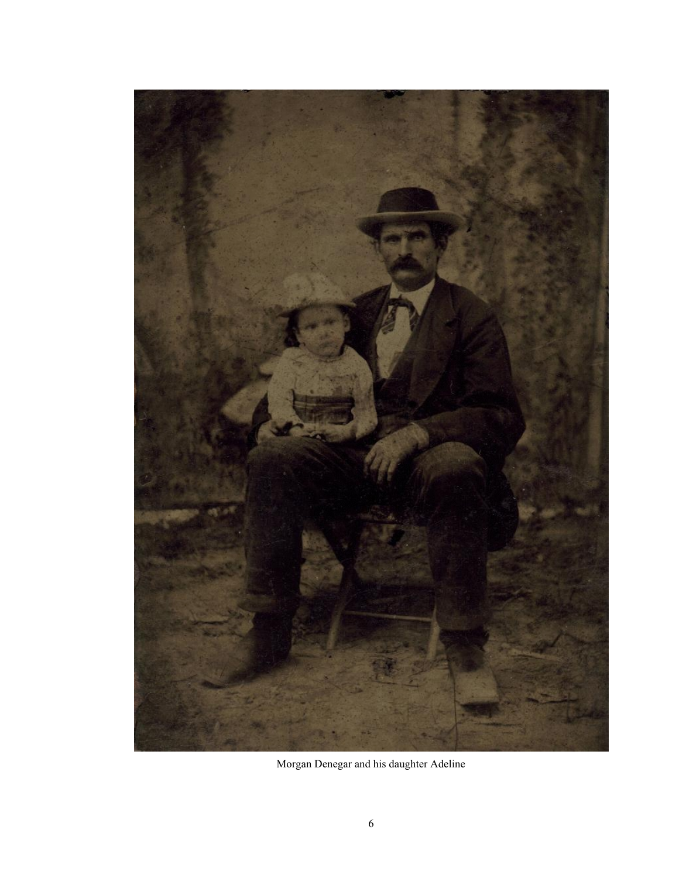Morgan Denegar and his daughter Adeline